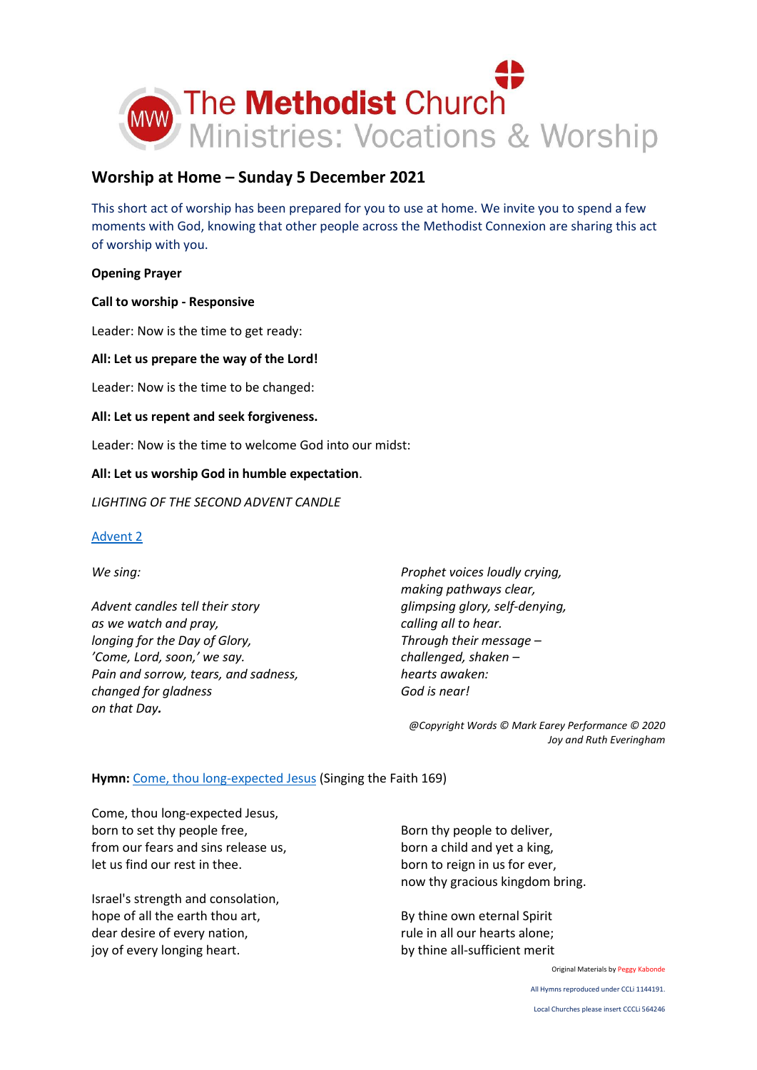The Methodist Church
Ministries: Vocations & Worship

## Worship at Home – Sunday 5 December 2021

This short act of worship has been prepared for you to use at home. We invite you to spend a few moments with God, knowing that other people across the Methodist Connexion are sharing this act of worship with you.

**Opening Prayer**

**Call to worship - Responsive**

Leader: Now is the time to get ready:

**All: Let us prepare the way of the Lord!**

Leader: Now is the time to be changed:

**All: Let us repent and seek forgiveness.**

Leader: Now is the time to welcome God into our midst:

**All: Let us worship God in humble expectation**.

*LIGHTING OF THE SECOND ADVENT CANDLE*

[Advent 2]

*We sing:*

*Advent candles tell their story*
*as we watch and pray,*
*longing for the Day of Glory,*
*'Come, Lord, soon,' we say.*
*Pain and sorrow, tears, and sadness,*
*changed for gladness*
*on that Day.*

*Prophet voices loudly crying,*
*making pathways clear,*
*glimpsing glory, self-denying,*
*calling all to hear.*
*Through their message –*
*challenged, shaken –*
*hearts awaken:*
*God is near!*

*@Copyright Words © Mark Earey Performance © 2020 Joy and Ruth Everingham*

**Hymn:** [Come, thou long-expected Jesus] (Singing the Faith 169)

Come, thou long-expected Jesus,
born to set thy people free,
from our fears and sins release us,
let us find our rest in thee.

Israel's strength and consolation,
hope of all the earth thou art,
dear desire of every nation,
joy of every longing heart.

Born thy people to deliver,
born a child and yet a king,
born to reign in us for ever,
now thy gracious kingdom bring.

By thine own eternal Spirit
rule in all our hearts alone;
by thine all-sufficient merit

Original Materials by Peggy Kabonde

All Hymns reproduced under CCLi 1144191.

Local Churches please insert CCCLi 564246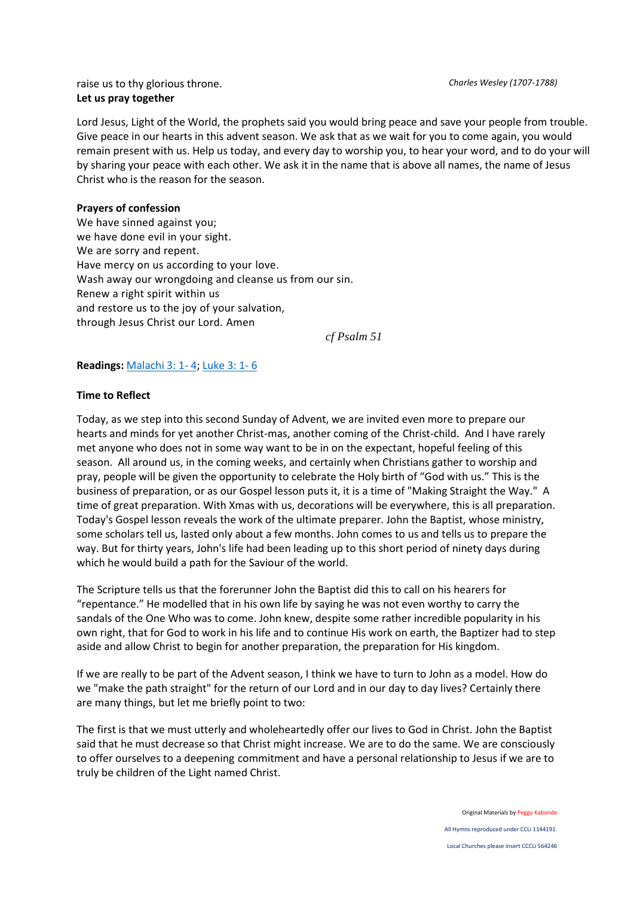raise us to thy glorious throne.

*Charles Wesley (1707-1788)*

**Let us pray together**

Lord Jesus, Light of the World, the prophets said you would bring peace and save your people from trouble. Give peace in our hearts in this advent season. We ask that as we wait for you to come again, you would remain present with us. Help us today, and every day to worship you, to hear your word, and to do your will by sharing your peace with each other. We ask it in the name that is above all names, the name of Jesus Christ who is the reason for the season.

**Prayers of confession**

We have sinned against you;
we have done evil in your sight.
We are sorry and repent.
Have mercy on us according to your love.
Wash away our wrongdoing and cleanse us from our sin.
Renew a right spirit within us
and restore us to the joy of your salvation,
through Jesus Christ our Lord. Amen

*cf Psalm 51*

**Readings:** Malachi 3: 1- 4; Luke 3: 1- 6

**Time to Reflect**

Today, as we step into this second Sunday of Advent, we are invited even more to prepare our hearts and minds for yet another Christ-mas, another coming of the Christ-child. And I have rarely met anyone who does not in some way want to be in on the expectant, hopeful feeling of this season. All around us, in the coming weeks, and certainly when Christians gather to worship and pray, people will be given the opportunity to celebrate the Holy birth of "God with us." This is the business of preparation, or as our Gospel lesson puts it, it is a time of "Making Straight the Way." A time of great preparation. With Xmas with us, decorations will be everywhere, this is all preparation. Today's Gospel lesson reveals the work of the ultimate preparer. John the Baptist, whose ministry, some scholars tell us, lasted only about a few months. John comes to us and tells us to prepare the way. But for thirty years, John's life had been leading up to this short period of ninety days during which he would build a path for the Saviour of the world.

The Scripture tells us that the forerunner John the Baptist did this to call on his hearers for "repentance." He modelled that in his own life by saying he was not even worthy to carry the sandals of the One Who was to come. John knew, despite some rather incredible popularity in his own right, that for God to work in his life and to continue His work on earth, the Baptizer had to step aside and allow Christ to begin for another preparation, the preparation for His kingdom.

If we are really to be part of the Advent season, I think we have to turn to John as a model. How do we "make the path straight" for the return of our Lord and in our day to day lives? Certainly there are many things, but let me briefly point to two:

The first is that we must utterly and wholeheartedly offer our lives to God in Christ. John the Baptist said that he must decrease so that Christ might increase. We are to do the same. We are consciously to offer ourselves to a deepening commitment and have a personal relationship to Jesus if we are to truly be children of the Light named Christ.

Original Materials by Peggy Kabonde

All Hymns reproduced under CCLi 1144191.

Local Churches please insert CCCLi 564246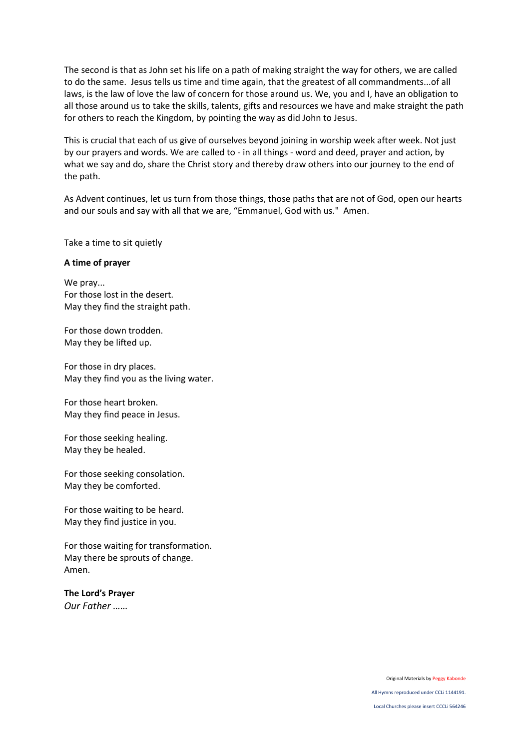The second is that as John set his life on a path of making straight the way for others, we are called to do the same. Jesus tells us time and time again, that the greatest of all commandments...of all laws, is the law of love the law of concern for those around us. We, you and I, have an obligation to all those around us to take the skills, talents, gifts and resources we have and make straight the path for others to reach the Kingdom, by pointing the way as did John to Jesus.

This is crucial that each of us give of ourselves beyond joining in worship week after week. Not just by our prayers and words. We are called to - in all things - word and deed, prayer and action, by what we say and do, share the Christ story and thereby draw others into our journey to the end of the path.

As Advent continues, let us turn from those things, those paths that are not of God, open our hearts and our souls and say with all that we are, "Emmanuel, God with us." Amen.

Take a time to sit quietly

**A time of prayer**

We pray...
For those lost in the desert.
May they find the straight path.

For those down trodden.
May they be lifted up.

For those in dry places.
May they find you as the living water.

For those heart broken.
May they find peace in Jesus.

For those seeking healing.
May they be healed.

For those seeking consolation.
May they be comforted.

For those waiting to be heard.
May they find justice in you.

For those waiting for transformation.
May there be sprouts of change.
Amen.

**The Lord's Prayer**
*Our Father ……*

Original Materials by Peggy Kabonde

All Hymns reproduced under CCLi 1144191.

Local Churches please insert CCCLi 564246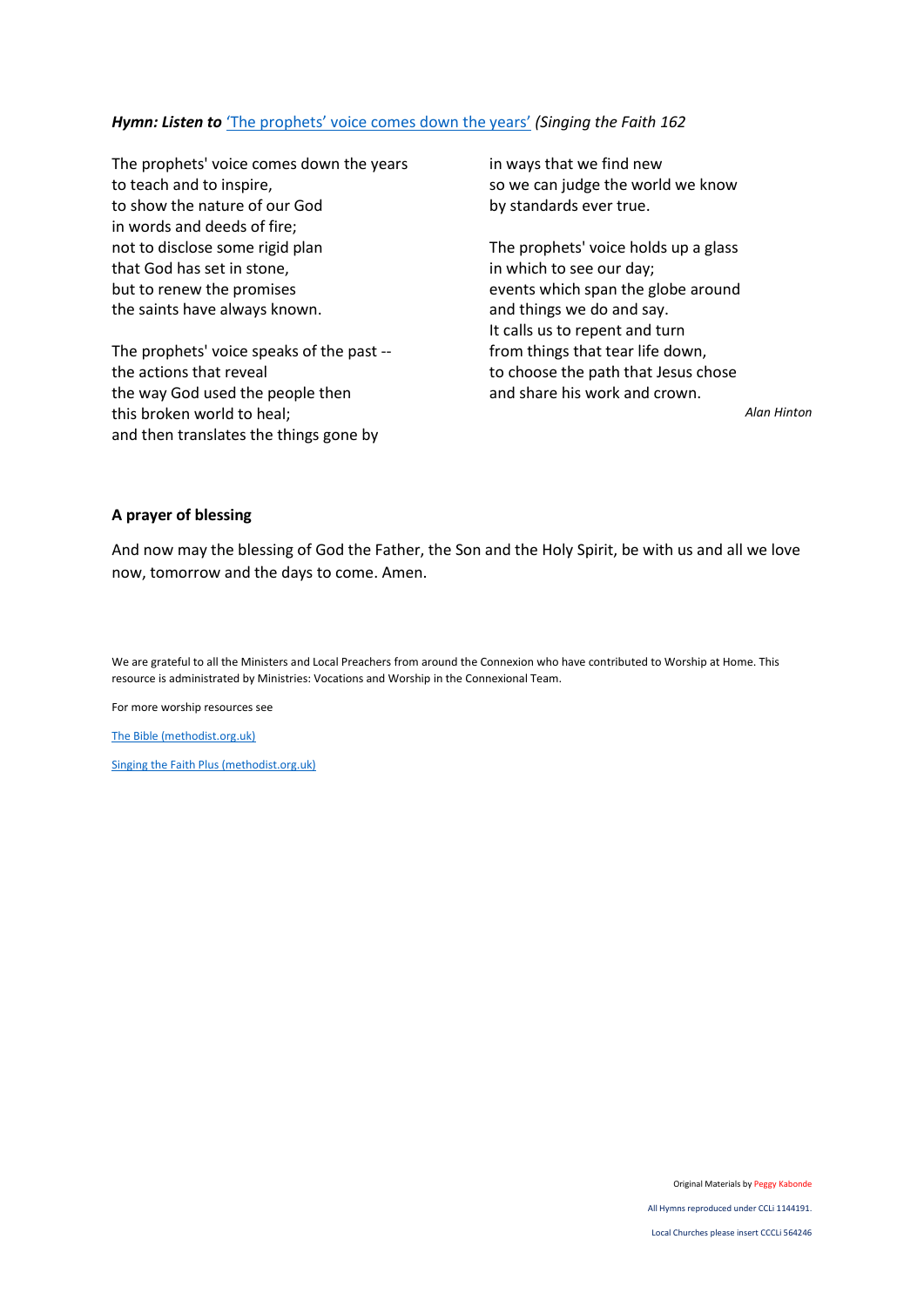***Hymn: Listen to*** 'The prophets' voice comes down the years' *(Singing the Faith 162*

The prophets' voice comes down the years
to teach and to inspire,
to show the nature of our God
in words and deeds of fire;
not to disclose some rigid plan
that God has set in stone,
but to renew the promises
the saints have always known.

The prophets' voice speaks of the past --
the actions that reveal
the way God used the people then
this broken world to heal;
and then translates the things gone by
in ways that we find new
so we can judge the world we know
by standards ever true.

The prophets' voice holds up a glass
in which to see our day;
events which span the globe around
and things we do and say.
It calls us to repent and turn
from things that tear life down,
to choose the path that Jesus chose
and share his work and crown.

*Alan Hinton*

**A prayer of blessing**

And now may the blessing of God the Father, the Son and the Holy Spirit, be with us and all we love now, tomorrow and the days to come. Amen.

We are grateful to all the Ministers and Local Preachers from around the Connexion who have contributed to Worship at Home. This resource is administrated by Ministries: Vocations and Worship in the Connexional Team.

For more worship resources see

The Bible (methodist.org.uk)

Singing the Faith Plus (methodist.org.uk)

Original Materials by Peggy Kabonde

All Hymns reproduced under CCLi 1144191.

Local Churches please insert CCCLi 564246